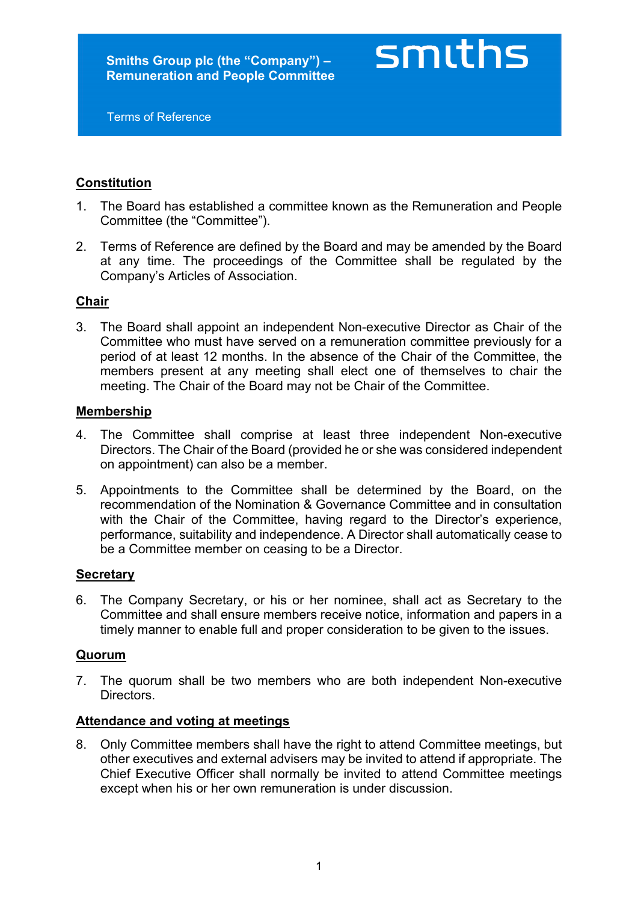# Smiths Group plc (the "Company") – Remuneration and People Committee

smiths

Terms of Reference

## Constitution

1. The Board has established a committee known as the Remuneration and People Committee (the "Committee").

2. Terms of Reference are defined by the Board and may be amended by the Board at any time. The proceedings of the Committee shall be regulated by the Company's Articles of Association.

## Chair

3. The Board shall appoint an independent Non-executive Director as Chair of the Committee who must have served on a remuneration committee previously for a period of at least 12 months. In the absence of the Chair of the Committee, the members present at any meeting shall elect one of themselves to chair the meeting. The Chair of the Board may not be Chair of the Committee.

## Membership

4. The Committee shall comprise at least three independent Non-executive Directors. The Chair of the Board (provided he or she was considered independent on appointment) can also be a member.

5. Appointments to the Committee shall be determined by the Board, on the recommendation of the Nomination & Governance Committee and in consultation with the Chair of the Committee, having regard to the Director's experience, performance, suitability and independence. A Director shall automatically cease to be a Committee member on ceasing to be a Director.

## Secretary

6. The Company Secretary, or his or her nominee, shall act as Secretary to the Committee and shall ensure members receive notice, information and papers in a timely manner to enable full and proper consideration to be given to the issues.

## Quorum

7. The quorum shall be two members who are both independent Non-executive Directors.

## Attendance and voting at meetings

8. Only Committee members shall have the right to attend Committee meetings, but other executives and external advisers may be invited to attend if appropriate. The Chief Executive Officer shall normally be invited to attend Committee meetings except when his or her own remuneration is under discussion.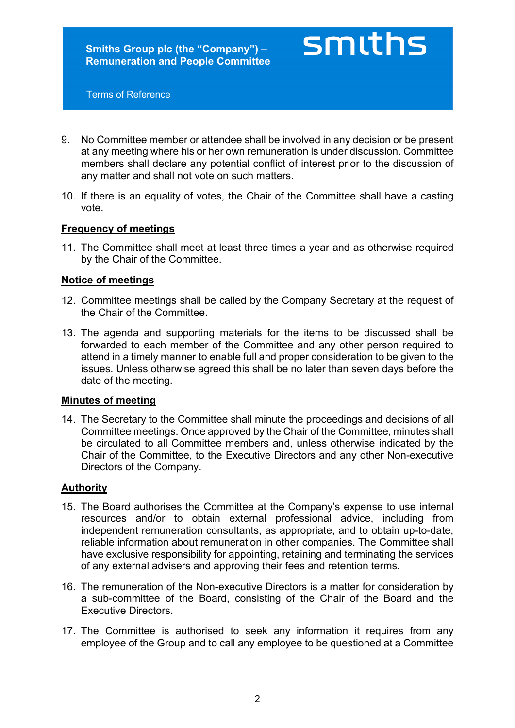9. No Committee member or attendee shall be involved in any decision or be present at any meeting where his or her own remuneration is under discussion. Committee members shall declare any potential conflict of interest prior to the discussion of any matter and shall not vote on such matters.

10. If there is an equality of votes, the Chair of the Committee shall have a casting vote.

**Frequency of meetings**

11. The Committee shall meet at least three times a year and as otherwise required by the Chair of the Committee.

**Notice of meetings**

12. Committee meetings shall be called by the Company Secretary at the request of the Chair of the Committee.

13. The agenda and supporting materials for the items to be discussed shall be forwarded to each member of the Committee and any other person required to attend in a timely manner to enable full and proper consideration to be given to the issues. Unless otherwise agreed this shall be no later than seven days before the date of the meeting.

**Minutes of meeting**

14. The Secretary to the Committee shall minute the proceedings and decisions of all Committee meetings. Once approved by the Chair of the Committee, minutes shall be circulated to all Committee members and, unless otherwise indicated by the Chair of the Committee, to the Executive Directors and any other Non-executive Directors of the Company.

**Authority**

15. The Board authorises the Committee at the Company's expense to use internal resources and/or to obtain external professional advice, including from independent remuneration consultants, as appropriate, and to obtain up-to-date, reliable information about remuneration in other companies. The Committee shall have exclusive responsibility for appointing, retaining and terminating the services of any external advisers and approving their fees and retention terms.

16. The remuneration of the Non-executive Directors is a matter for consideration by a sub-committee of the Board, consisting of the Chair of the Board and the Executive Directors.

17. The Committee is authorised to seek any information it requires from any employee of the Group and to call any employee to be questioned at a Committee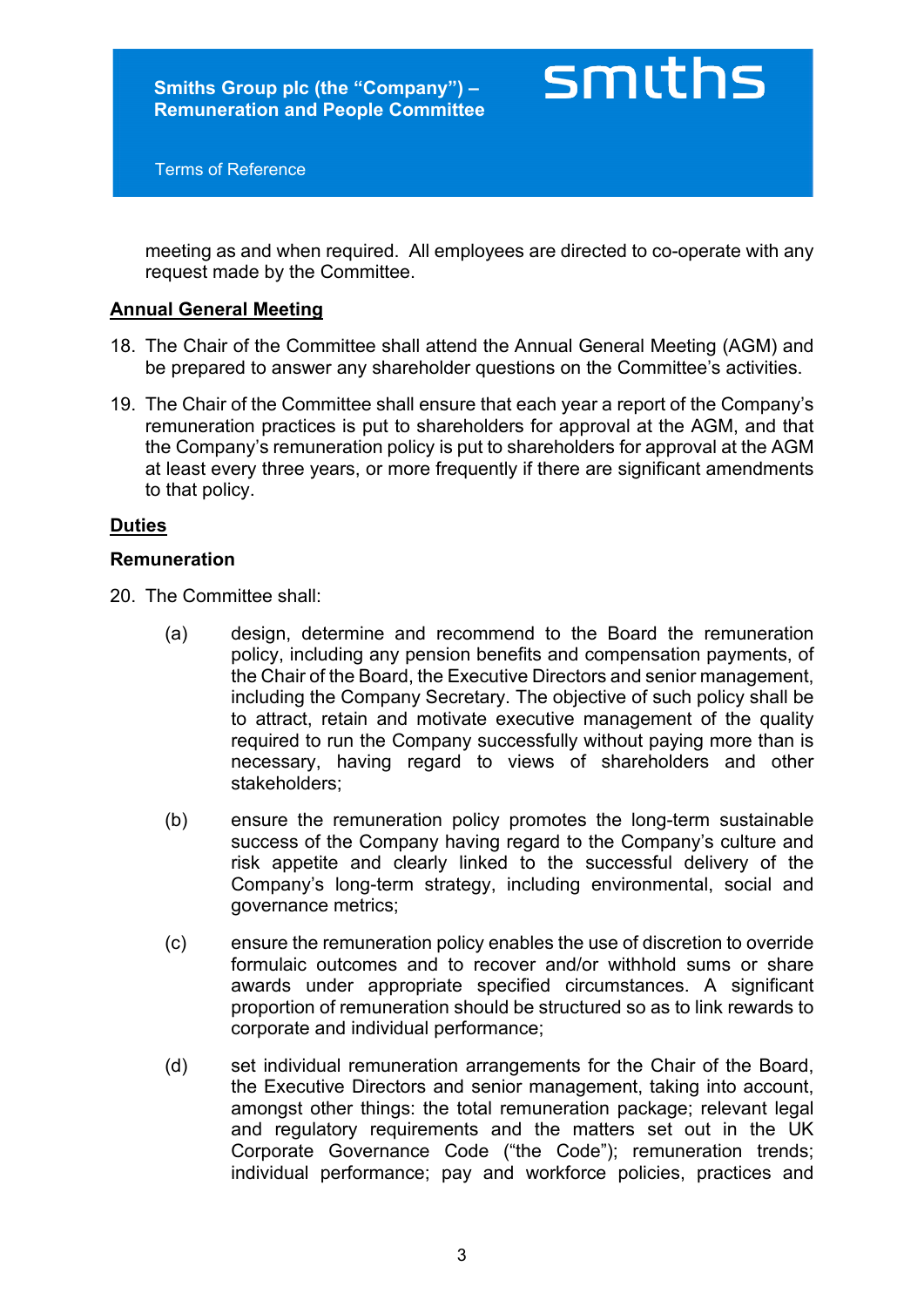meeting as and when required. All employees are directed to co-operate with any request made by the Committee.

## Annual General Meeting

18. The Chair of the Committee shall attend the Annual General Meeting (AGM) and be prepared to answer any shareholder questions on the Committee's activities.

19. The Chair of the Committee shall ensure that each year a report of the Company's remuneration practices is put to shareholders for approval at the AGM, and that the Company's remuneration policy is put to shareholders for approval at the AGM at least every three years, or more frequently if there are significant amendments to that policy.

## Duties

### Remuneration

20. The Committee shall:

    (a) design, determine and recommend to the Board the remuneration policy, including any pension benefits and compensation payments, of the Chair of the Board, the Executive Directors and senior management, including the Company Secretary. The objective of such policy shall be to attract, retain and motivate executive management of the quality required to run the Company successfully without paying more than is necessary, having regard to views of shareholders and other stakeholders;

    (b) ensure the remuneration policy promotes the long-term sustainable success of the Company having regard to the Company's culture and risk appetite and clearly linked to the successful delivery of the Company's long-term strategy, including environmental, social and governance metrics;

    (c) ensure the remuneration policy enables the use of discretion to override formulaic outcomes and to recover and/or withhold sums or share awards under appropriate specified circumstances. A significant proportion of remuneration should be structured so as to link rewards to corporate and individual performance;

    (d) set individual remuneration arrangements for the Chair of the Board, the Executive Directors and senior management, taking into account, amongst other things: the total remuneration package; relevant legal and regulatory requirements and the matters set out in the UK Corporate Governance Code ("the Code"); remuneration trends; individual performance; pay and workforce policies, practices and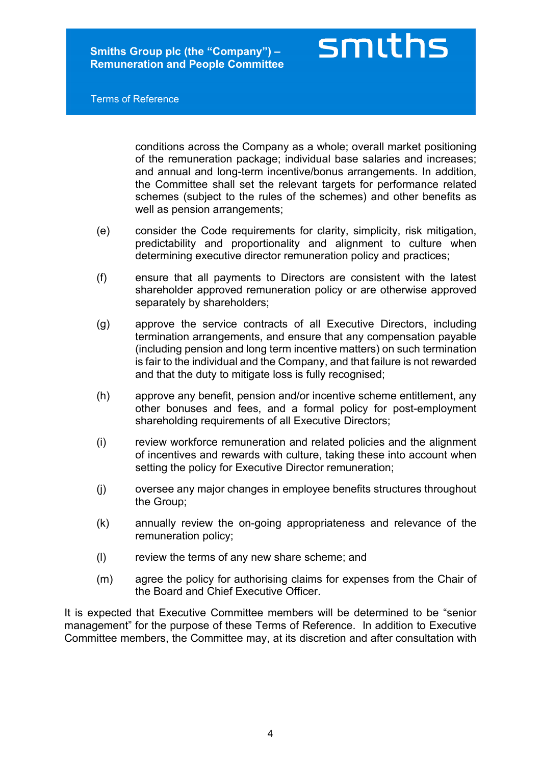conditions across the Company as a whole; overall market positioning of the remuneration package; individual base salaries and increases; and annual and long-term incentive/bonus arrangements. In addition, the Committee shall set the relevant targets for performance related schemes (subject to the rules of the schemes) and other benefits as well as pension arrangements;

(e) consider the Code requirements for clarity, simplicity, risk mitigation, predictability and proportionality and alignment to culture when determining executive director remuneration policy and practices;

(f) ensure that all payments to Directors are consistent with the latest shareholder approved remuneration policy or are otherwise approved separately by shareholders;

(g) approve the service contracts of all Executive Directors, including termination arrangements, and ensure that any compensation payable (including pension and long term incentive matters) on such termination is fair to the individual and the Company, and that failure is not rewarded and that the duty to mitigate loss is fully recognised;

(h) approve any benefit, pension and/or incentive scheme entitlement, any other bonuses and fees, and a formal policy for post-employment shareholding requirements of all Executive Directors;

(i) review workforce remuneration and related policies and the alignment of incentives and rewards with culture, taking these into account when setting the policy for Executive Director remuneration;

(j) oversee any major changes in employee benefits structures throughout the Group;

(k) annually review the on-going appropriateness and relevance of the remuneration policy;

(l) review the terms of any new share scheme; and

(m) agree the policy for authorising claims for expenses from the Chair of the Board and Chief Executive Officer.

It is expected that Executive Committee members will be determined to be "senior management" for the purpose of these Terms of Reference. In addition to Executive Committee members, the Committee may, at its discretion and after consultation with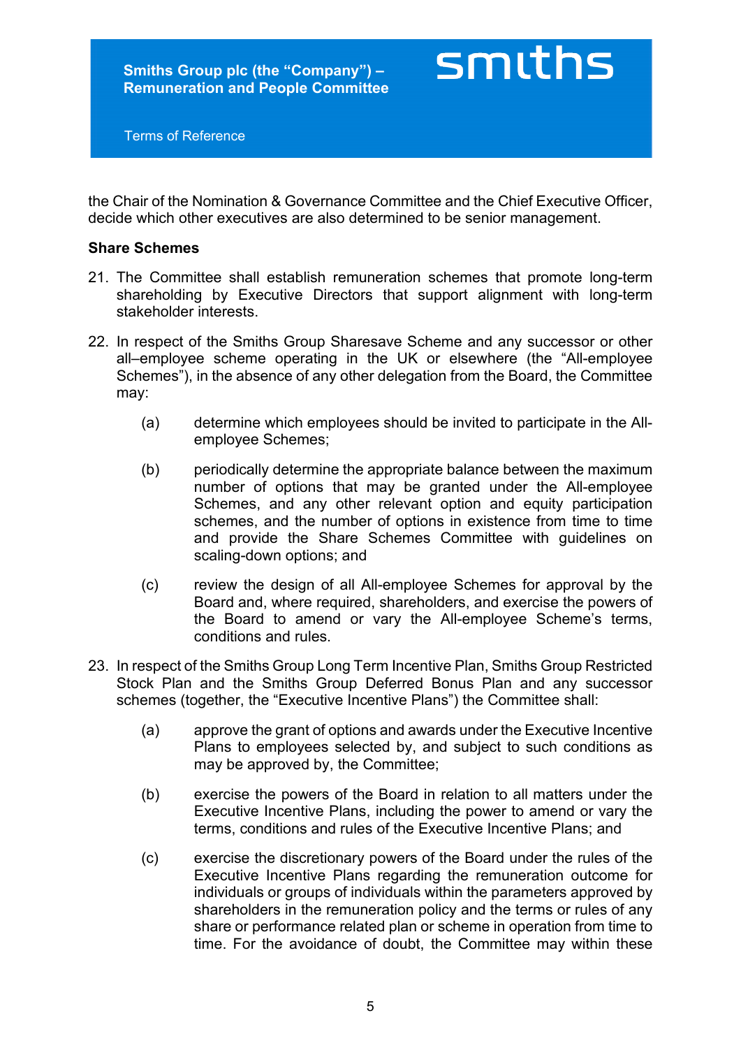the Chair of the Nomination & Governance Committee and the Chief Executive Officer, decide which other executives are also determined to be senior management.

**Share Schemes**

21. The Committee shall establish remuneration schemes that promote long-term shareholding by Executive Directors that support alignment with long-term stakeholder interests.

22. In respect of the Smiths Group Sharesave Scheme and any successor or other all–employee scheme operating in the UK or elsewhere (the "All-employee Schemes"), in the absence of any other delegation from the Board, the Committee may:

    (a) determine which employees should be invited to participate in the All-employee Schemes;

    (b) periodically determine the appropriate balance between the maximum number of options that may be granted under the All-employee Schemes, and any other relevant option and equity participation schemes, and the number of options in existence from time to time and provide the Share Schemes Committee with guidelines on scaling-down options; and

    (c) review the design of all All-employee Schemes for approval by the Board and, where required, shareholders, and exercise the powers of the Board to amend or vary the All-employee Scheme's terms, conditions and rules.

23. In respect of the Smiths Group Long Term Incentive Plan, Smiths Group Restricted Stock Plan and the Smiths Group Deferred Bonus Plan and any successor schemes (together, the "Executive Incentive Plans") the Committee shall:

    (a) approve the grant of options and awards under the Executive Incentive Plans to employees selected by, and subject to such conditions as may be approved by, the Committee;

    (b) exercise the powers of the Board in relation to all matters under the Executive Incentive Plans, including the power to amend or vary the terms, conditions and rules of the Executive Incentive Plans; and

    (c) exercise the discretionary powers of the Board under the rules of the Executive Incentive Plans regarding the remuneration outcome for individuals or groups of individuals within the parameters approved by shareholders in the remuneration policy and the terms or rules of any share or performance related plan or scheme in operation from time to time. For the avoidance of doubt, the Committee may within these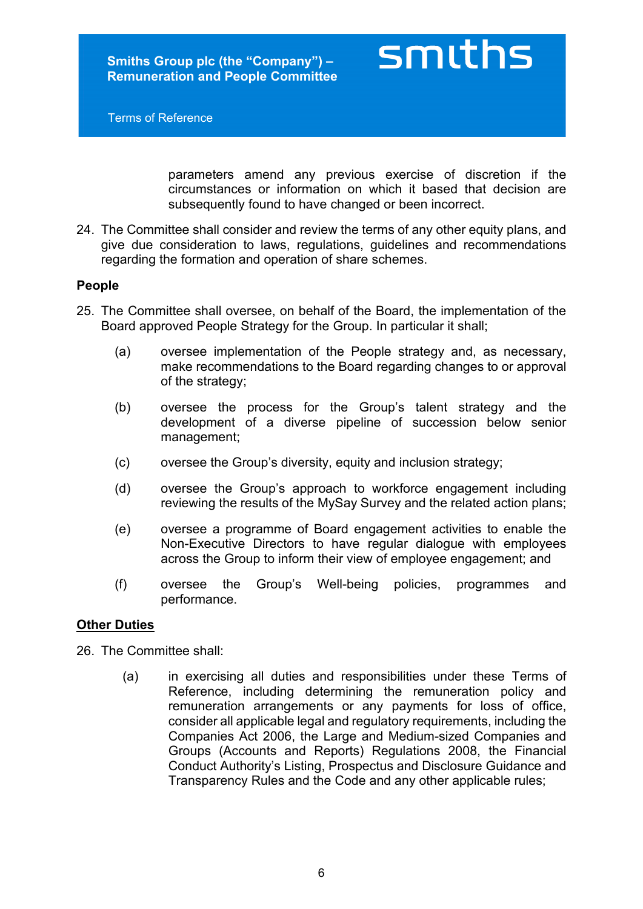parameters amend any previous exercise of discretion if the circumstances or information on which it based that decision are subsequently found to have changed or been incorrect.

24. The Committee shall consider and review the terms of any other equity plans, and give due consideration to laws, regulations, guidelines and recommendations regarding the formation and operation of share schemes.

**People**

25. The Committee shall oversee, on behalf of the Board, the implementation of the Board approved People Strategy for the Group. In particular it shall;

    (a) oversee implementation of the People strategy and, as necessary, make recommendations to the Board regarding changes to or approval of the strategy;

    (b) oversee the process for the Group's talent strategy and the development of a diverse pipeline of succession below senior management;

    (c) oversee the Group's diversity, equity and inclusion strategy;

    (d) oversee the Group's approach to workforce engagement including reviewing the results of the MySay Survey and the related action plans;

    (e) oversee a programme of Board engagement activities to enable the Non-Executive Directors to have regular dialogue with employees across the Group to inform their view of employee engagement; and

    (f) oversee the Group's Well-being policies, programmes and performance.

**<u>Other Duties</u>**

26. The Committee shall:

    (a) in exercising all duties and responsibilities under these Terms of Reference, including determining the remuneration policy and remuneration arrangements or any payments for loss of office, consider all applicable legal and regulatory requirements, including the Companies Act 2006, the Large and Medium-sized Companies and Groups (Accounts and Reports) Regulations 2008, the Financial Conduct Authority's Listing, Prospectus and Disclosure Guidance and Transparency Rules and the Code and any other applicable rules;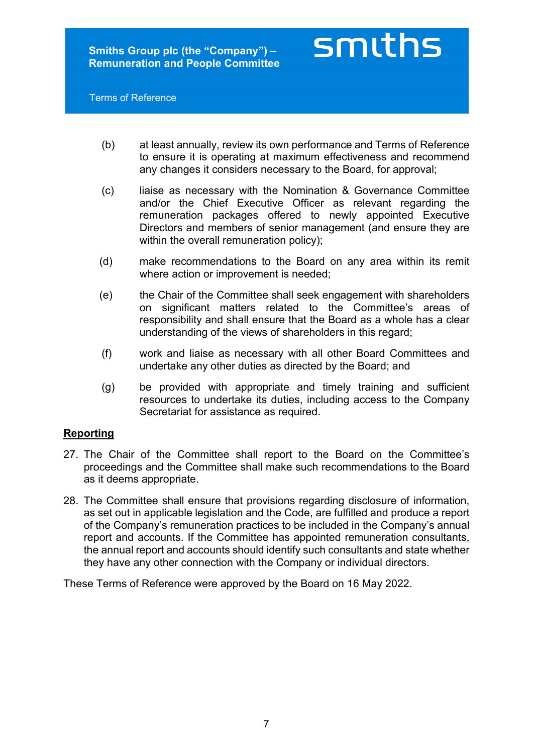(b) at least annually, review its own performance and Terms of Reference to ensure it is operating at maximum effectiveness and recommend any changes it considers necessary to the Board, for approval;

(c) liaise as necessary with the Nomination & Governance Committee and/or the Chief Executive Officer as relevant regarding the remuneration packages offered to newly appointed Executive Directors and members of senior management (and ensure they are within the overall remuneration policy);

(d) make recommendations to the Board on any area within its remit where action or improvement is needed;

(e) the Chair of the Committee shall seek engagement with shareholders on significant matters related to the Committee's areas of responsibility and shall ensure that the Board as a whole has a clear understanding of the views of shareholders in this regard;

(f) work and liaise as necessary with all other Board Committees and undertake any other duties as directed by the Board; and

(g) be provided with appropriate and timely training and sufficient resources to undertake its duties, including access to the Company Secretariat for assistance as required.

## Reporting

27. The Chair of the Committee shall report to the Board on the Committee's proceedings and the Committee shall make such recommendations to the Board as it deems appropriate.

28. The Committee shall ensure that provisions regarding disclosure of information, as set out in applicable legislation and the Code, are fulfilled and produce a report of the Company's remuneration practices to be included in the Company's annual report and accounts. If the Committee has appointed remuneration consultants, the annual report and accounts should identify such consultants and state whether they have any other connection with the Company or individual directors.

These Terms of Reference were approved by the Board on 16 May 2022.